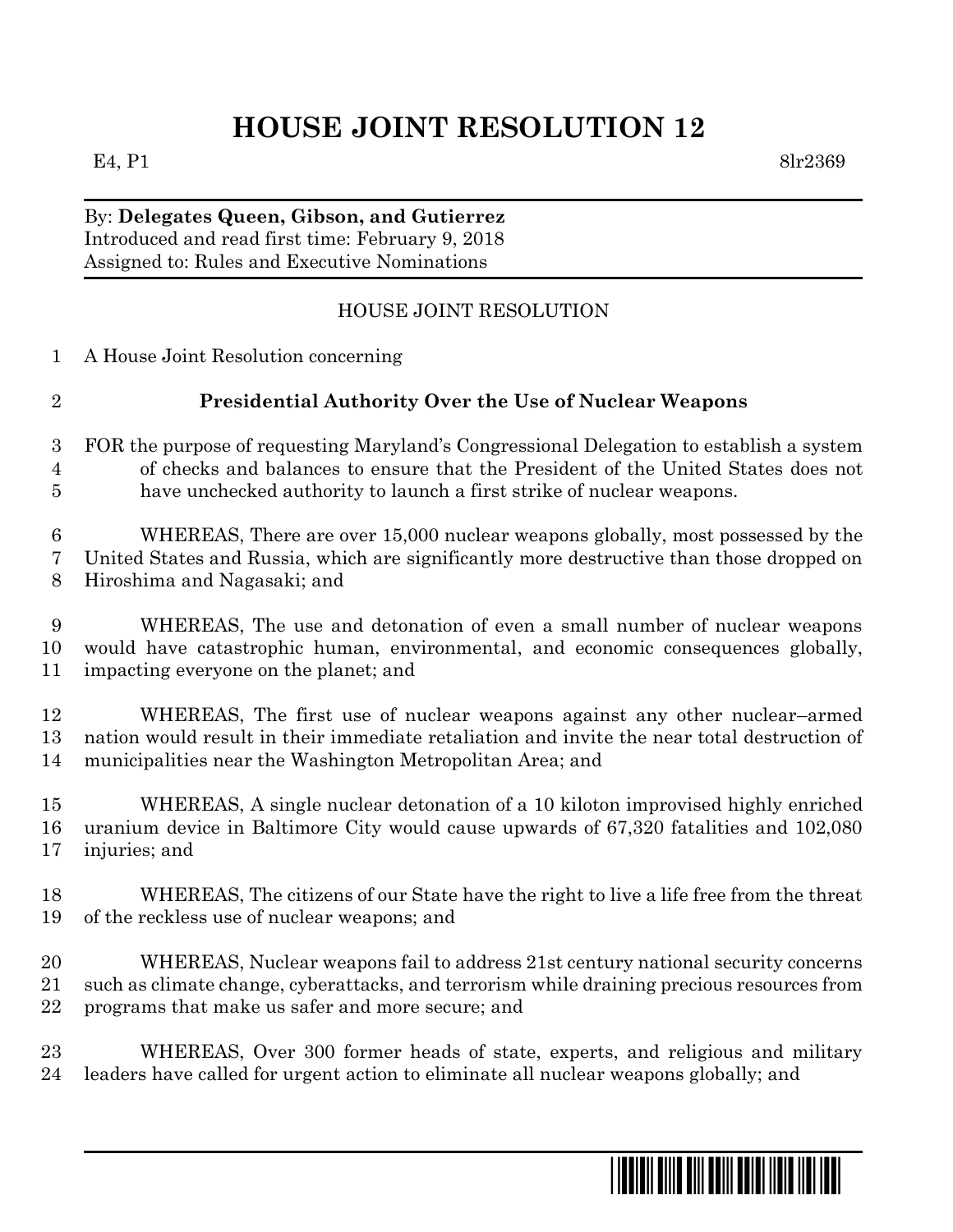# HOUSE JOINT RESOLUTION 12

E4, P1 8lr2369

By: **Delegates Queen, Gibson, and Gutierrez**
Introduced and read first time: February 9, 2018
Assigned to: Rules and Executive Nominations

HOUSE JOINT RESOLUTION

A House Joint Resolution concerning

**Presidential Authority Over the Use of Nuclear Weapons**

FOR the purpose of requesting Maryland's Congressional Delegation to establish a system of checks and balances to ensure that the President of the United States does not have unchecked authority to launch a first strike of nuclear weapons.

WHEREAS, There are over 15,000 nuclear weapons globally, most possessed by the United States and Russia, which are significantly more destructive than those dropped on Hiroshima and Nagasaki; and

WHEREAS, The use and detonation of even a small number of nuclear weapons would have catastrophic human, environmental, and economic consequences globally, impacting everyone on the planet; and

WHEREAS, The first use of nuclear weapons against any other nuclear–armed nation would result in their immediate retaliation and invite the near total destruction of municipalities near the Washington Metropolitan Area; and

WHEREAS, A single nuclear detonation of a 10 kiloton improvised highly enriched uranium device in Baltimore City would cause upwards of 67,320 fatalities and 102,080 injuries; and

WHEREAS, The citizens of our State have the right to live a life free from the threat of the reckless use of nuclear weapons; and

WHEREAS, Nuclear weapons fail to address 21st century national security concerns such as climate change, cyberattacks, and terrorism while draining precious resources from programs that make us safer and more secure; and

WHEREAS, Over 300 former heads of state, experts, and religious and military leaders have called for urgent action to eliminate all nuclear weapons globally; and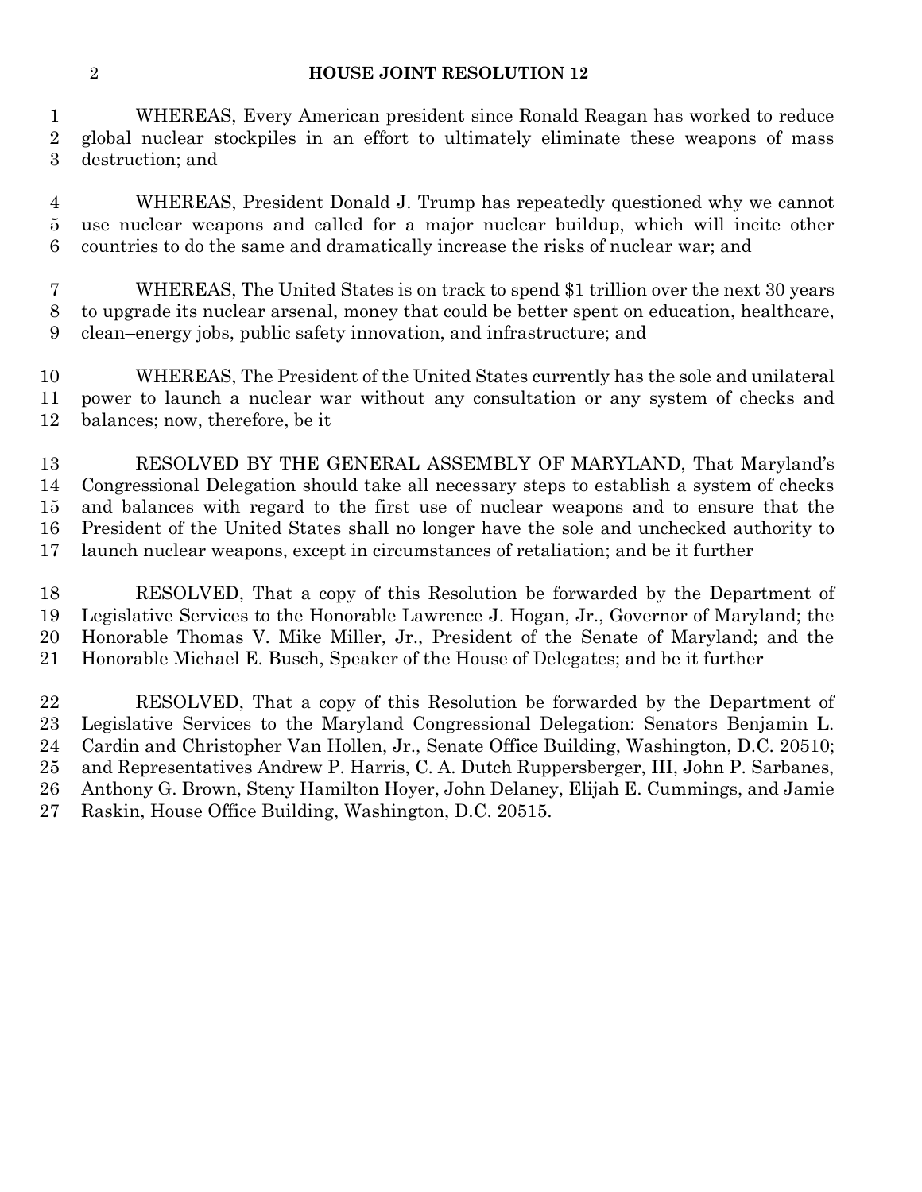WHEREAS, Every American president since Ronald Reagan has worked to reduce global nuclear stockpiles in an effort to ultimately eliminate these weapons of mass destruction; and

WHEREAS, President Donald J. Trump has repeatedly questioned why we cannot use nuclear weapons and called for a major nuclear buildup, which will incite other countries to do the same and dramatically increase the risks of nuclear war; and

WHEREAS, The United States is on track to spend $1 trillion over the next 30 years to upgrade its nuclear arsenal, money that could be better spent on education, healthcare, clean–energy jobs, public safety innovation, and infrastructure; and

WHEREAS, The President of the United States currently has the sole and unilateral power to launch a nuclear war without any consultation or any system of checks and balances; now, therefore, be it

RESOLVED BY THE GENERAL ASSEMBLY OF MARYLAND, That Maryland's Congressional Delegation should take all necessary steps to establish a system of checks and balances with regard to the first use of nuclear weapons and to ensure that the President of the United States shall no longer have the sole and unchecked authority to launch nuclear weapons, except in circumstances of retaliation; and be it further

RESOLVED, That a copy of this Resolution be forwarded by the Department of Legislative Services to the Honorable Lawrence J. Hogan, Jr., Governor of Maryland; the Honorable Thomas V. Mike Miller, Jr., President of the Senate of Maryland; and the Honorable Michael E. Busch, Speaker of the House of Delegates; and be it further

RESOLVED, That a copy of this Resolution be forwarded by the Department of Legislative Services to the Maryland Congressional Delegation: Senators Benjamin L. Cardin and Christopher Van Hollen, Jr., Senate Office Building, Washington, D.C. 20510; and Representatives Andrew P. Harris, C. A. Dutch Ruppersberger, III, John P. Sarbanes, Anthony G. Brown, Steny Hamilton Hoyer, John Delaney, Elijah E. Cummings, and Jamie Raskin, House Office Building, Washington, D.C. 20515.